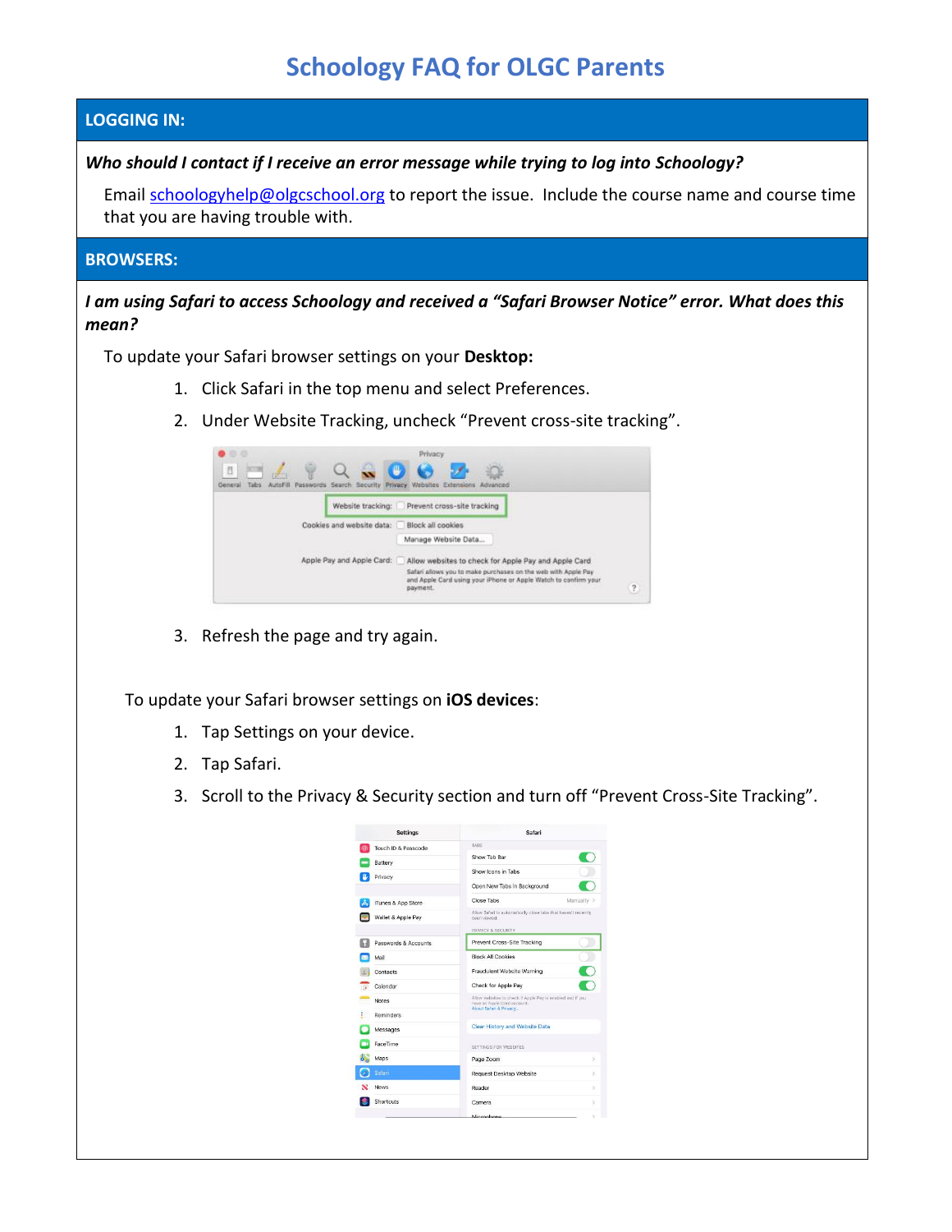# Schoology FAQ for OLGC Parents

## LOGGING IN:

***Who should I contact if I receive an error message while trying to log into Schoology?***

Email schoologyhelp@olgcschool.org to report the issue. Include the course name and course time that you are having trouble with.

## BROWSERS:

***I am using Safari to access Schoology and received a "Safari Browser Notice" error. What does this mean?***

To update your Safari browser settings on your **Desktop:**

1. Click Safari in the top menu and select Preferences.
2. Under Website Tracking, uncheck "Prevent cross-site tracking".
3. Refresh the page and try again.

To update your Safari browser settings on **iOS devices**:

1. Tap Settings on your device.
2. Tap Safari.
3. Scroll to the Privacy & Security section and turn off "Prevent Cross-Site Tracking".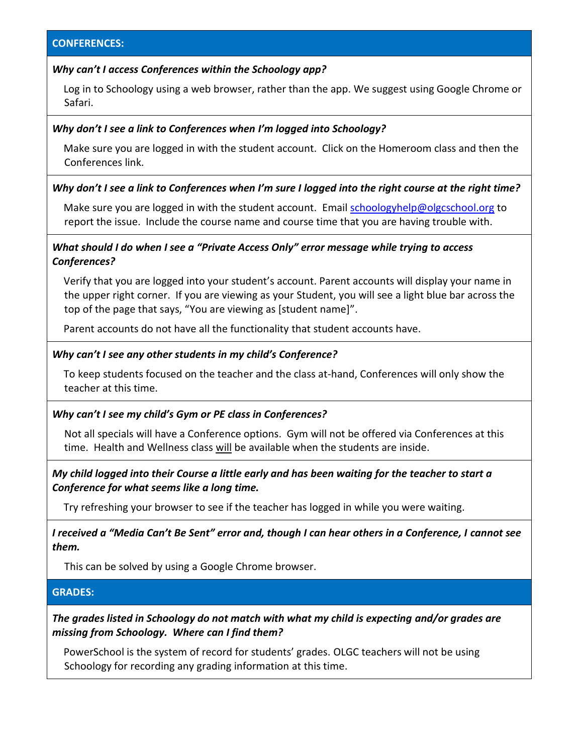## CONFERENCES:

***Why can't I access Conferences within the Schoology app?***

Log in to Schoology using a web browser, rather than the app. We suggest using Google Chrome or Safari.

***Why don't I see a link to Conferences when I'm logged into Schoology?***

Make sure you are logged in with the student account. Click on the Homeroom class and then the Conferences link.

***Why don't I see a link to Conferences when I'm sure I logged into the right course at the right time?***

Make sure you are logged in with the student account. Email schoologyhelp@olgcschool.org to report the issue. Include the course name and course time that you are having trouble with.

***What should I do when I see a "Private Access Only" error message while trying to access Conferences?***

Verify that you are logged into your student's account. Parent accounts will display your name in the upper right corner. If you are viewing as your Student, you will see a light blue bar across the top of the page that says, "You are viewing as [student name]".

Parent accounts do not have all the functionality that student accounts have.

***Why can't I see any other students in my child's Conference?***

To keep students focused on the teacher and the class at-hand, Conferences will only show the teacher at this time.

***Why can't I see my child's Gym or PE class in Conferences?***

Not all specials will have a Conference options. Gym will not be offered via Conferences at this time. Health and Wellness class <u>will</u> be available when the students are inside.

***My child logged into their Course a little early and has been waiting for the teacher to start a Conference for what seems like a long time.***

Try refreshing your browser to see if the teacher has logged in while you were waiting.

***I received a "Media Can't Be Sent" error and, though I can hear others in a Conference, I cannot see them.***

This can be solved by using a Google Chrome browser.

## GRADES:

***The grades listed in Schoology do not match with what my child is expecting and/or grades are missing from Schoology. Where can I find them?***

PowerSchool is the system of record for students' grades. OLGC teachers will not be using Schoology for recording any grading information at this time.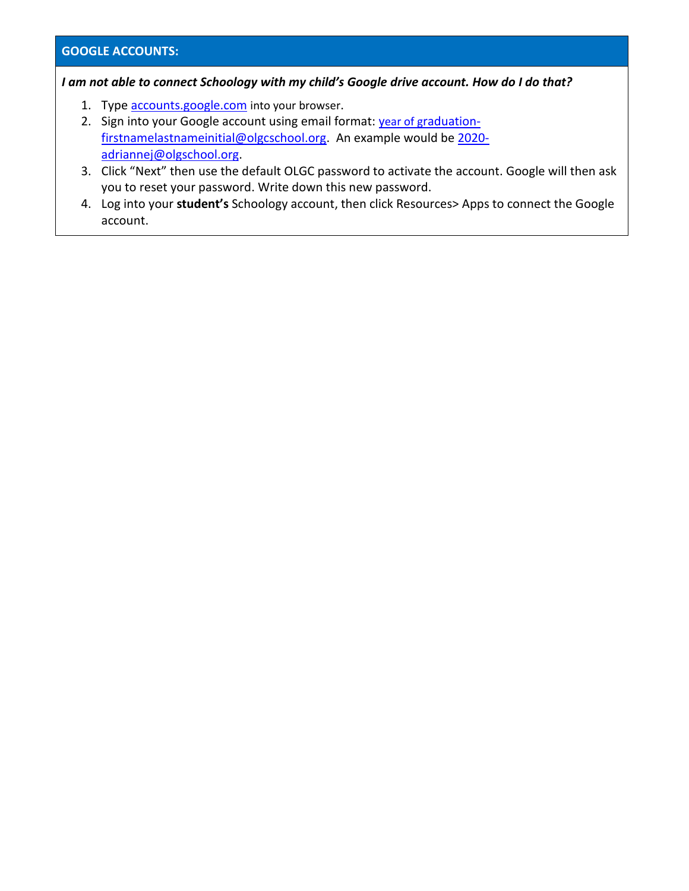## GOOGLE ACCOUNTS:

***I am not able to connect Schoology with my child's Google drive account. How do I do that?***

1. Type accounts.google.com into your browser.
2. Sign into your Google account using email format: year of graduation-firstnamelastnameinitial@olgcschool.org. An example would be 2020-adriannej@olgschool.org.
3. Click "Next" then use the default OLGC password to activate the account. Google will then ask you to reset your password. Write down this new password.
4. Log into your **student's** Schoology account, then click Resources> Apps to connect the Google account.